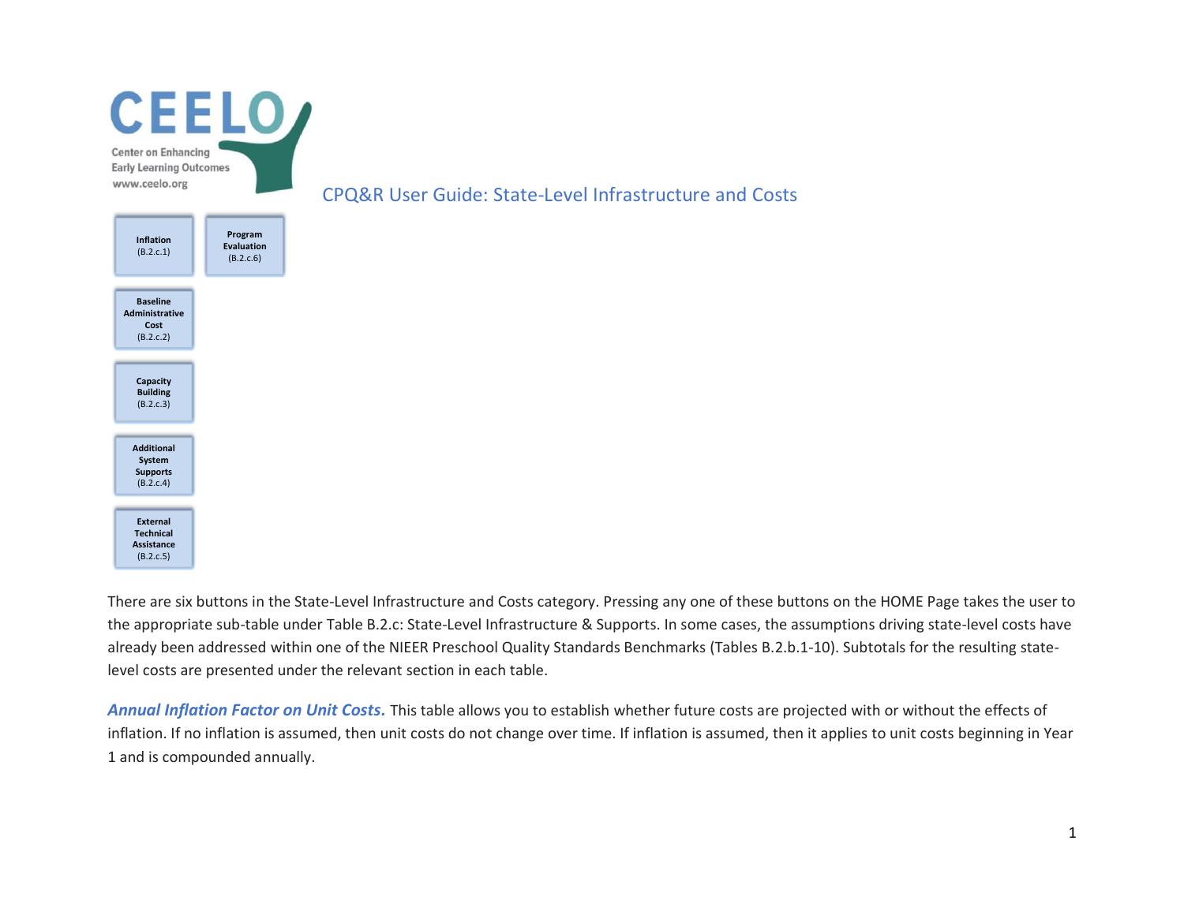CEELO

Center on Enhancing Early Learning Outcomes
www.ceelo.org

# CPQ&R User Guide: State-Level Infrastructure and Costs

- **Inflation** (B.2.c.1)
- **Program Evaluation** (B.2.c.6)
- **Baseline Administrative Cost** (B.2.c.2)
- **Capacity Building** (B.2.c.3)
- **Additional System Supports** (B.2.c.4)
- **External Technical Assistance** (B.2.c.5)

There are six buttons in the State-Level Infrastructure and Costs category. Pressing any one of these buttons on the HOME Page takes the user to the appropriate sub-table under Table B.2.c: State-Level Infrastructure & Supports. In some cases, the assumptions driving state-level costs have already been addressed within one of the NIEER Preschool Quality Standards Benchmarks (Tables B.2.b.1-10). Subtotals for the resulting state-level costs are presented under the relevant section in each table.

***Annual Inflation Factor on Unit Costs.*** This table allows you to establish whether future costs are projected with or without the effects of inflation. If no inflation is assumed, then unit costs do not change over time. If inflation is assumed, then it applies to unit costs beginning in Year 1 and is compounded annually.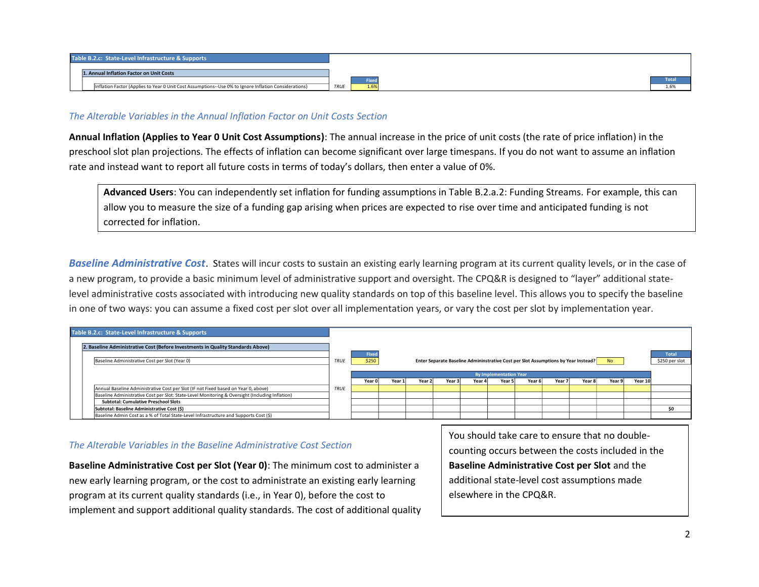| Table B.2.c: State-Level Infrastructure & Supports | | | |
|---|---|---|---|
| 1. Annual Inflation Factor on Unit Costs | | Fixed | Total |
| Inflation Factor (Applies to Year 0 Unit Cost Assumptions--Use 0% to Ignore Inflation Considerations) | TRUE | 1.6% | 1.6% |

*The Alterable Variables in the Annual Inflation Factor on Unit Costs Section*

**Annual Inflation (Applies to Year 0 Unit Cost Assumptions)**: The annual increase in the price of unit costs (the rate of price inflation) in the preschool slot plan projections. The effects of inflation can become significant over large timespans. If you do not want to assume an inflation rate and instead want to report all future costs in terms of today's dollars, then enter a value of 0%.

> **Advanced Users**: You can independently set inflation for funding assumptions in Table B.2.a.2: Funding Streams. For example, this can allow you to measure the size of a funding gap arising when prices are expected to rise over time and anticipated funding is not corrected for inflation.

***Baseline Administrative Cost***. States will incur costs to sustain an existing early learning program at its current quality levels, or in the case of a new program, to provide a basic minimum level of administrative support and oversight. The CPQ&R is designed to "layer" additional state-level administrative costs associated with introducing new quality standards on top of this baseline level. This allows you to specify the baseline in one of two ways: you can assume a fixed cost per slot over all implementation years, or vary the cost per slot by implementation year.

Table B.2.c: State-Level Infrastructure & Supports

2. Baseline Administrative Cost (Before Investments in Quality Standards Above)

| | | Fixed | | Total |
|---|---|---|---|---|
| Baseline Administrative Cost per Slot (Year 0) | TRUE | $250 | Enter Separate Baseline Admininstrative Cost per Slot Assumptions by Year Instead? No | $250 per slot |

| | | By Implementation Year | | | | | | | | | | | |
|---|---|---|---|---|---|---|---|---|---|---|---|---|---|
| | | Year 0 | Year 1 | Year 2 | Year 3 | Year 4 | Year 5 | Year 6 | Year 7 | Year 8 | Year 9 | Year 10 | |
| Annual Baseline Administrative Cost per Slot (IF not Fixed based on Year 0, above) | TRUE | | | | | | | | | | | | |
| Baseline Administrative Cost per Slot: State-Level Monitoring & Oversight (Including Inflation) | | | | | | | | | | | | | |
| **Subtotal: Cumulative Preschool Slots** | | | | | | | | | | | | | |
| **Subtotal: Baseline Administrative Cost ($)** | | | | | | | | | | | | | **$0** |
| Baseline Admin Cost as a % of Total State-Level Infrastructure and Supports Cost ($) | | | | | | | | | | | | | |

*The Alterable Variables in the Baseline Administrative Cost Section*

**Baseline Administrative Cost per Slot (Year 0)**: The minimum cost to administer a new early learning program, or the cost to administrate an existing early learning program at its current quality standards (i.e., in Year 0), before the cost to implement and support additional quality standards. The cost of additional quality

> You should take care to ensure that no double-counting occurs between the costs included in the **Baseline Administrative Cost per Slot** and the additional state-level cost assumptions made elsewhere in the CPQ&R.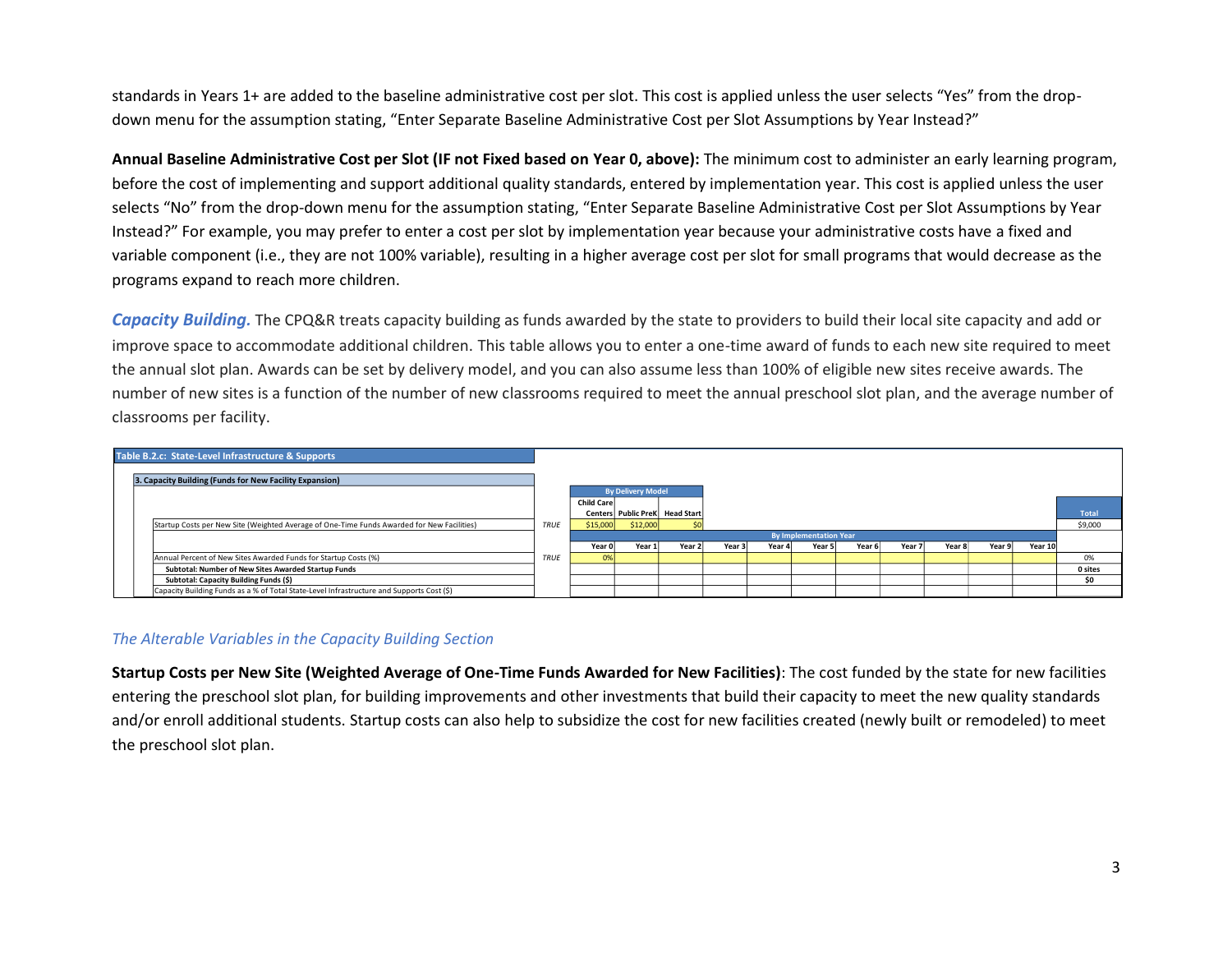standards in Years 1+ are added to the baseline administrative cost per slot. This cost is applied unless the user selects "Yes" from the drop-down menu for the assumption stating, "Enter Separate Baseline Administrative Cost per Slot Assumptions by Year Instead?"

**Annual Baseline Administrative Cost per Slot (IF not Fixed based on Year 0, above):** The minimum cost to administer an early learning program, before the cost of implementing and support additional quality standards, entered by implementation year. This cost is applied unless the user selects "No" from the drop-down menu for the assumption stating, "Enter Separate Baseline Administrative Cost per Slot Assumptions by Year Instead?" For example, you may prefer to enter a cost per slot by implementation year because your administrative costs have a fixed and variable component (i.e., they are not 100% variable), resulting in a higher average cost per slot for small programs that would decrease as the programs expand to reach more children.

***Capacity Building.*** The CPQ&R treats capacity building as funds awarded by the state to providers to build their local site capacity and add or improve space to accommodate additional children. This table allows you to enter a one-time award of funds to each new site required to meet the annual slot plan. Awards can be set by delivery model, and you can also assume less than 100% of eligible new sites receive awards. The number of new sites is a function of the number of new classrooms required to meet the annual preschool slot plan, and the average number of classrooms per facility.

| Table B.2.c: State-Level Infrastructure & Supports | | | | | | | | | | | | | | |
|---|---|---|---|---|---|---|---|---|---|---|---|---|---|---|
| 3. Capacity Building (Funds for New Facility Expansion) | | | | | | | | | | | | | | |
| | | By Delivery Model | | | | | | | | | | | | |
| | | Child Care Centers | Public PreK | Head Start | | | | | | | | | | Total |
| Startup Costs per New Site (Weighted Average of One-Time Funds Awarded for New Facilities) | TRUE | $15,000 | $12,000 | $0 | | | | | | | | | | $9,000 |
| | | By Implementation Year | | | | | | | | | | | | |
| | | Year 0 | Year 1 | Year 2 | Year 3 | Year 4 | Year 5 | Year 6 | Year 7 | Year 8 | Year 9 | Year 10 | | |
| Annual Percent of New Sites Awarded Funds for Startup Costs (%) | TRUE | 0% | | | | | | | | | | | | 0% |
| **Subtotal: Number of New Sites Awarded Startup Funds** | | | | | | | | | | | | | | **0 sites** |
| **Subtotal: Capacity Building Funds ($)** | | | | | | | | | | | | | | **$0** |
| Capacity Building Funds as a % of Total State-Level Infrastructure and Supports Cost ($) | | | | | | | | | | | | | | |

*The Alterable Variables in the Capacity Building Section*

**Startup Costs per New Site (Weighted Average of One-Time Funds Awarded for New Facilities)**: The cost funded by the state for new facilities entering the preschool slot plan, for building improvements and other investments that build their capacity to meet the new quality standards and/or enroll additional students. Startup costs can also help to subsidize the cost for new facilities created (newly built or remodeled) to meet the preschool slot plan.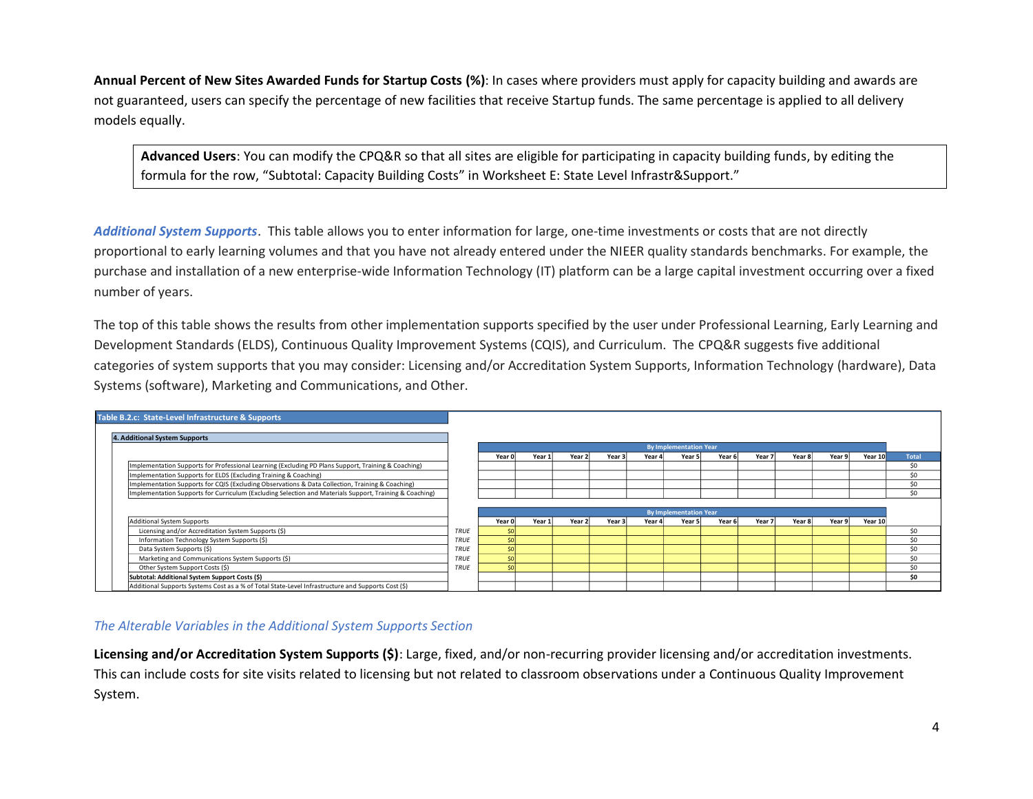**Annual Percent of New Sites Awarded Funds for Startup Costs (%)**: In cases where providers must apply for capacity building and awards are not guaranteed, users can specify the percentage of new facilities that receive Startup funds. The same percentage is applied to all delivery models equally.

> **Advanced Users**: You can modify the CPQ&R so that all sites are eligible for participating in capacity building funds, by editing the formula for the row, "Subtotal: Capacity Building Costs" in Worksheet E: State Level Infrastr&Support."

***Additional System Supports***. This table allows you to enter information for large, one-time investments or costs that are not directly proportional to early learning volumes and that you have not already entered under the NIEER quality standards benchmarks. For example, the purchase and installation of a new enterprise-wide Information Technology (IT) platform can be a large capital investment occurring over a fixed number of years.

The top of this table shows the results from other implementation supports specified by the user under Professional Learning, Early Learning and Development Standards (ELDS), Continuous Quality Improvement Systems (CQIS), and Curriculum. The CPQ&R suggests five additional categories of system supports that you may consider: Licensing and/or Accreditation System Supports, Information Technology (hardware), Data Systems (software), Marketing and Communications, and Other.

**Table B.2.c: State-Level Infrastructure & Supports**

**4. Additional System Supports**

| | | By Implementation Year | | | | | | | | | | | |
|---|---|---|---|---|---|---|---|---|---|---|---|---|---|
| | | Year 0 | Year 1 | Year 2 | Year 3 | Year 4 | Year 5 | Year 6 | Year 7 | Year 8 | Year 9 | Year 10 | Total |
| Implementation Supports for Professional Learning (Excluding PD Plans Support, Training & Coaching) | | | | | | | | | | | | | $0 |
| Implementation Supports for ELDS (Excluding Training & Coaching) | | | | | | | | | | | | | $0 |
| Implementation Supports for CQIS (Excluding Observations & Data Collection, Training & Coaching) | | | | | | | | | | | | | $0 |
| Implementation Supports for Curriculum (Excluding Selection and Materials Support, Training & Coaching) | | | | | | | | | | | | | $0 |

| | | By Implementation Year | | | | | | | | | | | |
|---|---|---|---|---|---|---|---|---|---|---|---|---|---|
| Additional System Supports | | Year 0 | Year 1 | Year 2 | Year 3 | Year 4 | Year 5 | Year 6 | Year 7 | Year 8 | Year 9 | Year 10 | |
| Licensing and/or Accreditation System Supports ($) | TRUE | $0 | | | | | | | | | | | $0 |
| Information Technology System Supports ($) | TRUE | $0 | | | | | | | | | | | $0 |
| Data System Supports ($) | TRUE | $0 | | | | | | | | | | | $0 |
| Marketing and Communications System Supports ($) | TRUE | $0 | | | | | | | | | | | $0 |
| Other System Support Costs ($) | TRUE | $0 | | | | | | | | | | | $0 |
| **Subtotal: Additional System Support Costs ($)** | | | | | | | | | | | | | **$0** |
| Additional Supports Systems Cost as a % of Total State-Level Infrastructure and Supports Cost ($) | | | | | | | | | | | | | |

*The Alterable Variables in the Additional System Supports Section*

**Licensing and/or Accreditation System Supports ($)**: Large, fixed, and/or non-recurring provider licensing and/or accreditation investments. This can include costs for site visits related to licensing but not related to classroom observations under a Continuous Quality Improvement System.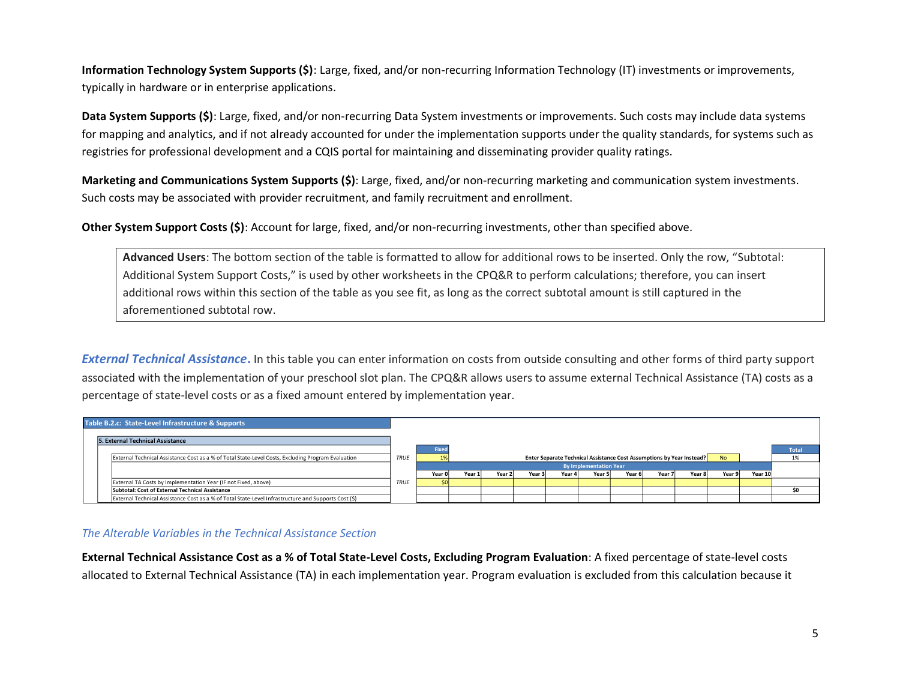**Information Technology System Supports ($)**: Large, fixed, and/or non-recurring Information Technology (IT) investments or improvements, typically in hardware or in enterprise applications.

**Data System Supports ($)**: Large, fixed, and/or non-recurring Data System investments or improvements. Such costs may include data systems for mapping and analytics, and if not already accounted for under the implementation supports under the quality standards, for systems such as registries for professional development and a CQIS portal for maintaining and disseminating provider quality ratings.

**Marketing and Communications System Supports ($)**: Large, fixed, and/or non-recurring marketing and communication system investments. Such costs may be associated with provider recruitment, and family recruitment and enrollment.

**Other System Support Costs ($)**: Account for large, fixed, and/or non-recurring investments, other than specified above.

> **Advanced Users**: The bottom section of the table is formatted to allow for additional rows to be inserted. Only the row, "Subtotal: Additional System Support Costs," is used by other worksheets in the CPQ&R to perform calculations; therefore, you can insert additional rows within this section of the table as you see fit, as long as the correct subtotal amount is still captured in the aforementioned subtotal row.

***External Technical Assistance***. In this table you can enter information on costs from outside consulting and other forms of third party support associated with the implementation of your preschool slot plan. The CPQ&R allows users to assume external Technical Assistance (TA) costs as a percentage of state-level costs or as a fixed amount entered by implementation year.

**Table B.2.c: State-Level Infrastructure & Supports**

**5. External Technical Assistance**

| | | Fixed | | | | Enter Separate Technical Assistance Cost Assumptions by Year Instead? | | | | | No | | Total |
|---|---|---|---|---|---|---|---|---|---|---|---|---|---|
| External Technical Assistance Cost as a % of Total State-Level Costs, Excluding Program Evaluation | TRUE | 1% | | | | | | | | | | | 1% |
| | | By Implementation Year | | | | | | | | | | | |
| | | Year 0 | Year 1 | Year 2 | Year 3 | Year 4 | Year 5 | Year 6 | Year 7 | Year 8 | Year 9 | Year 10 | |
| External TA Costs by Implementation Year (IF not Fixed, above) | TRUE | $0 | | | | | | | | | | | |
| **Subtotal: Cost of External Technical Assistance** | | | | | | | | | | | | | $0 |
| External Technical Assistance Cost as a % of Total State-Level Infrastructure and Supports Cost ($) | | | | | | | | | | | | | |

*The Alterable Variables in the Technical Assistance Section*

**External Technical Assistance Cost as a % of Total State-Level Costs, Excluding Program Evaluation**: A fixed percentage of state-level costs allocated to External Technical Assistance (TA) in each implementation year. Program evaluation is excluded from this calculation because it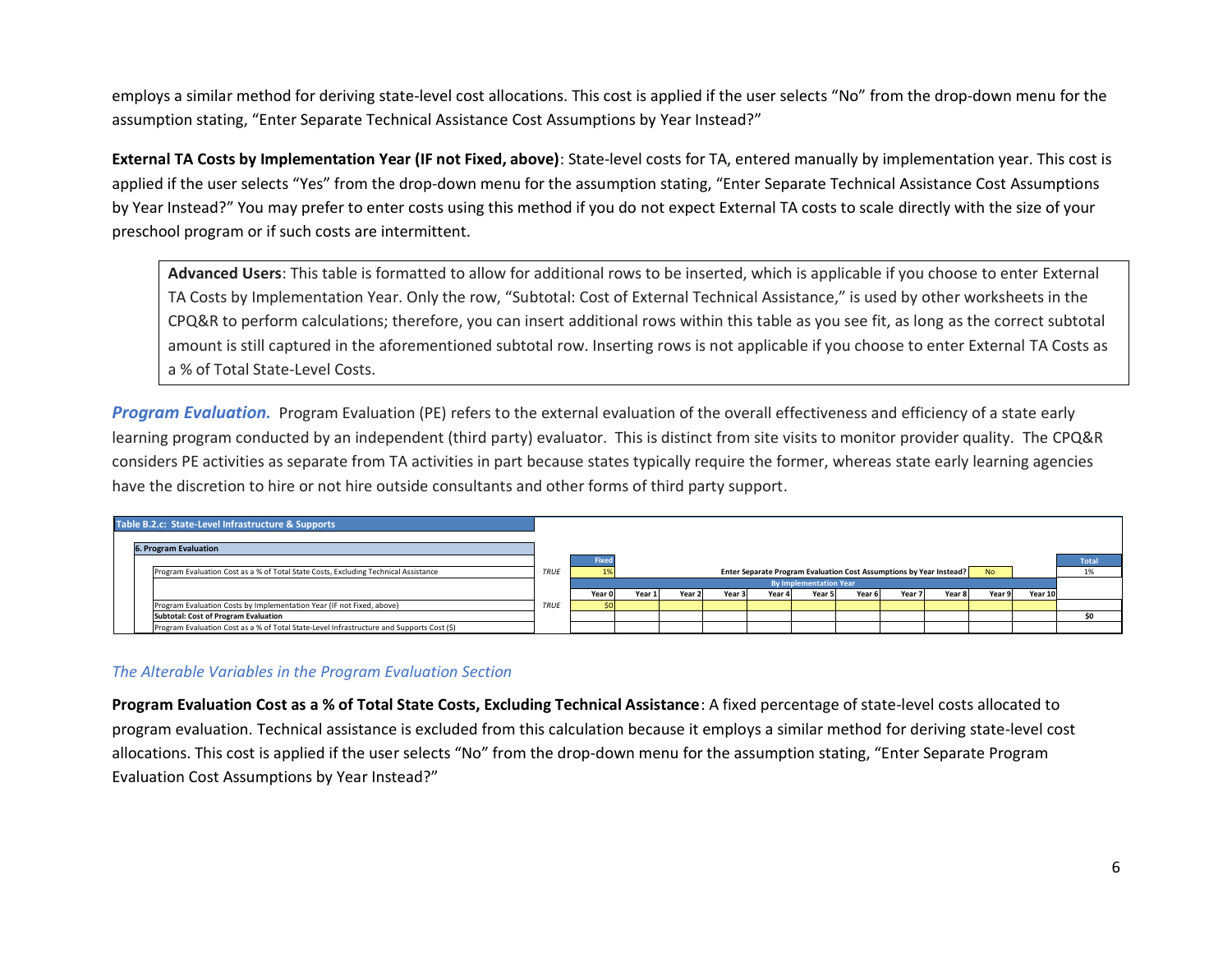employs a similar method for deriving state-level cost allocations. This cost is applied if the user selects "No" from the drop-down menu for the assumption stating, "Enter Separate Technical Assistance Cost Assumptions by Year Instead?"

**External TA Costs by Implementation Year (IF not Fixed, above)**: State-level costs for TA, entered manually by implementation year. This cost is applied if the user selects "Yes" from the drop-down menu for the assumption stating, "Enter Separate Technical Assistance Cost Assumptions by Year Instead?" You may prefer to enter costs using this method if you do not expect External TA costs to scale directly with the size of your preschool program or if such costs are intermittent.

> **Advanced Users**: This table is formatted to allow for additional rows to be inserted, which is applicable if you choose to enter External TA Costs by Implementation Year. Only the row, "Subtotal: Cost of External Technical Assistance," is used by other worksheets in the CPQ&R to perform calculations; therefore, you can insert additional rows within this table as you see fit, as long as the correct subtotal amount is still captured in the aforementioned subtotal row. Inserting rows is not applicable if you choose to enter External TA Costs as a % of Total State-Level Costs.

***Program Evaluation.*** Program Evaluation (PE) refers to the external evaluation of the overall effectiveness and efficiency of a state early learning program conducted by an independent (third party) evaluator. This is distinct from site visits to monitor provider quality. The CPQ&R considers PE activities as separate from TA activities in part because states typically require the former, whereas state early learning agencies have the discretion to hire or not hire outside consultants and other forms of third party support.

| Table B.2.c: State-Level Infrastructure & Supports | | | | | | | | | | | | | | |
|---|---|---|---|---|---|---|---|---|---|---|---|---|---|---|
| **6. Program Evaluation** | | | | | | | | | | | | | | |
| | | Fixed | | | | | | | | | | | | Total |
| Program Evaluation Cost as a % of Total State Costs, Excluding Technical Assistance | TRUE | 1% | Enter Separate Program Evaluation Cost Assumptions by Year Instead? | | | | | | | | No | | | 1% |
| | | By Implementation Year | | | | | | | | | | | | |
| | | Year 0 | Year 1 | Year 2 | Year 3 | Year 4 | Year 5 | Year 6 | Year 7 | Year 8 | Year 9 | Year 10 | | |
| Program Evaluation Costs by Implementation Year (IF not Fixed, above) | TRUE | $0 | | | | | | | | | | | | |
| **Subtotal: Cost of Program Evaluation** | | | | | | | | | | | | | | $0 |
| Program Evaluation Cost as a % of Total State-Level Infrastructure and Supports Cost ($) | | | | | | | | | | | | | | |

*The Alterable Variables in the Program Evaluation Section*

**Program Evaluation Cost as a % of Total State Costs, Excluding Technical Assistance**: A fixed percentage of state-level costs allocated to program evaluation. Technical assistance is excluded from this calculation because it employs a similar method for deriving state-level cost allocations. This cost is applied if the user selects "No" from the drop-down menu for the assumption stating, "Enter Separate Program Evaluation Cost Assumptions by Year Instead?"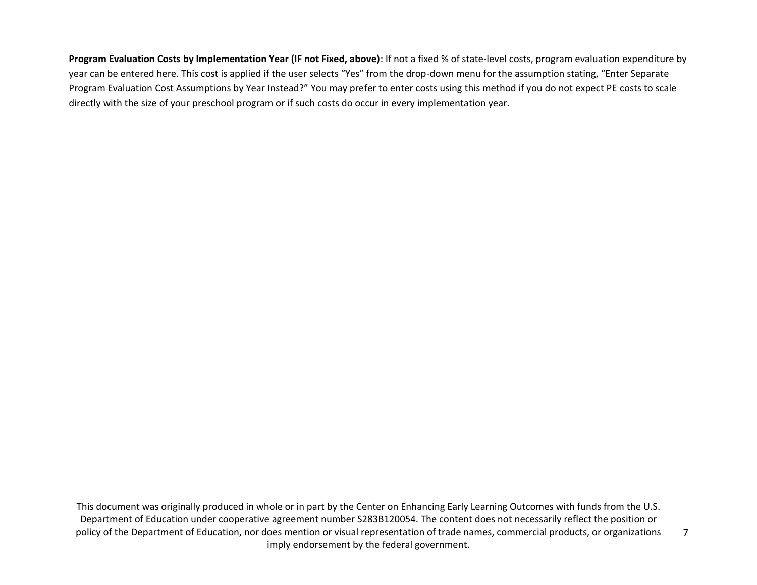**Program Evaluation Costs by Implementation Year (IF not Fixed, above)**: If not a fixed % of state-level costs, program evaluation expenditure by year can be entered here. This cost is applied if the user selects "Yes" from the drop-down menu for the assumption stating, "Enter Separate Program Evaluation Cost Assumptions by Year Instead?" You may prefer to enter costs using this method if you do not expect PE costs to scale directly with the size of your preschool program or if such costs do occur in every implementation year.

This document was originally produced in whole or in part by the Center on Enhancing Early Learning Outcomes with funds from the U.S. Department of Education under cooperative agreement number S283B120054. The content does not necessarily reflect the position or policy of the Department of Education, nor does mention or visual representation of trade names, commercial products, or organizations imply endorsement by the federal government.